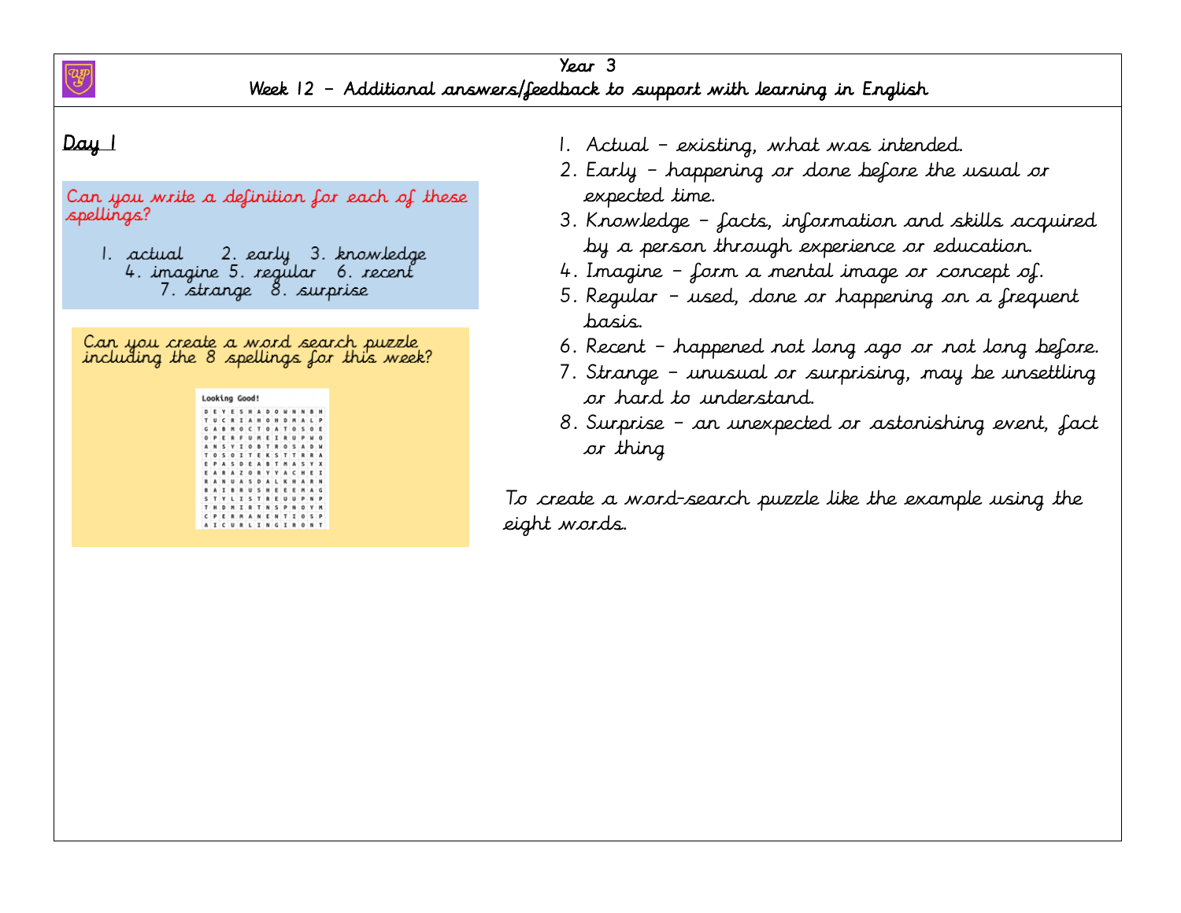# Year 3
## Week 12 – Additional answers/feedback to support with learning in English

### Day 1

Can you write a definition for each of these spellings?

1. actual 2. early 3. knowledge 4. imagine 5. regular 6. recent 7. strange 8. surprise

Can you create a word search puzzle including the 8 spellings for this week?

Looking Good!

```
D E Y E S H A D O W N N B H
T U C R I A H O H D M A L P
G A B M O C T O A T O S O E
O P E R F U M E I R U P W O
A N S Y I O B T R O S A D W
T O S O I T E K S T T R R A
E P A S D E A B T M A S Y X
E A R A Z O R Y Y A C H E I
R A N U A S D A L K H A R N
B A I B R U S H E E E M A G
S T Y L I S T R E U U P N P
T H D M I R T N S P N O Y M
C P E R M A N E N T I O S P
A I C U R L I N G I R O N T
```

1. Actual – existing, what was intended.
2. Early – happening or done before the usual or expected time.
3. Knowledge – facts, information and skills acquired by a person through experience or education.
4. Imagine – form a mental image or concept of.
5. Regular – used, done or happening on a frequent basis.
6. Recent – happened not long ago or not long before.
7. Strange – unusual or surprising, may be unsettling or hard to understand.
8. Surprise – an unexpected or astonishing event, fact or thing

To create a word-search puzzle like the example using the eight words.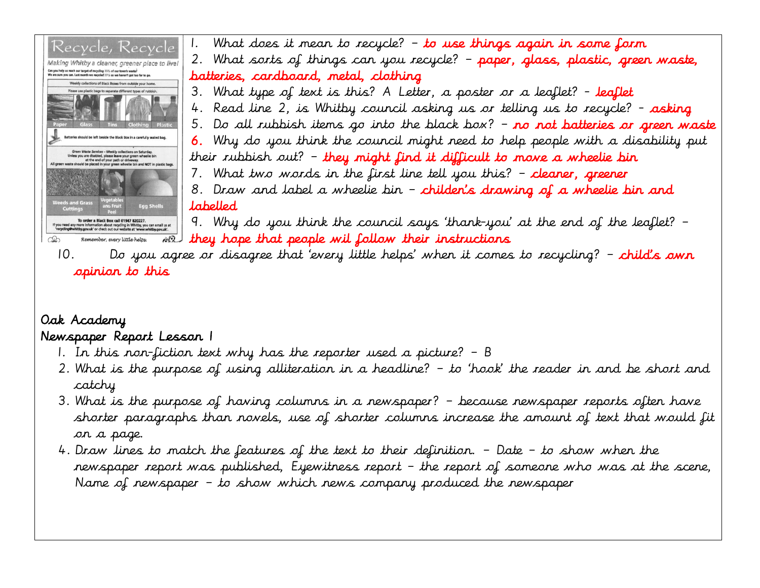1. What does it mean to recycle? – **to use things again in some form**
2. What sorts of things can you recycle? – **paper, glass, plastic, green waste, batteries, cardboard, metal, clothing**
3. What type of text is this? A Letter, a poster or a leaflet? – **leaflet**
4. Read line 2, is Whitby council asking us or telling us to recycle? – **asking**
5. Do all rubbish items go into the black box? – **no not batteries or green waste**
6. Why do you think the council might need to help people with a disability put their rubbish out? – **they might find it difficult to move a wheelie bin**
7. What two words in the first line tell you this? – **cleaner, greener**
8. Draw and label a wheelie bin – **childen's drawing of a wheelie bin and labelled**
9. Why do you think the council says 'thank-you' at the end of the leaflet? – **they hope that peaple wil follow their instructions**
10. Do you agree or disagree that 'every little helps' when it comes to recycling? – **child's own opinion to this**

Oak Academy

Newspaper Report Lesson 1

1. In this non-fiction text why has the reporter used a picture? – B
2. What is the purpose of using alliteration in a headline? – to 'hook' the reader in and be short and catchy
3. What is the purpose of having columns in a newspaper? – because newspaper reports often have shorter paragraphs than novels, use of shorter columns increase the amount of text that would fit on a page.
4. Draw lines to match the features of the text to their definition. – Date – to show when the newspaper report was published, Eyewitness report – the report of someone who was at the scene, Name of newspaper – to show which news company produced the newspaper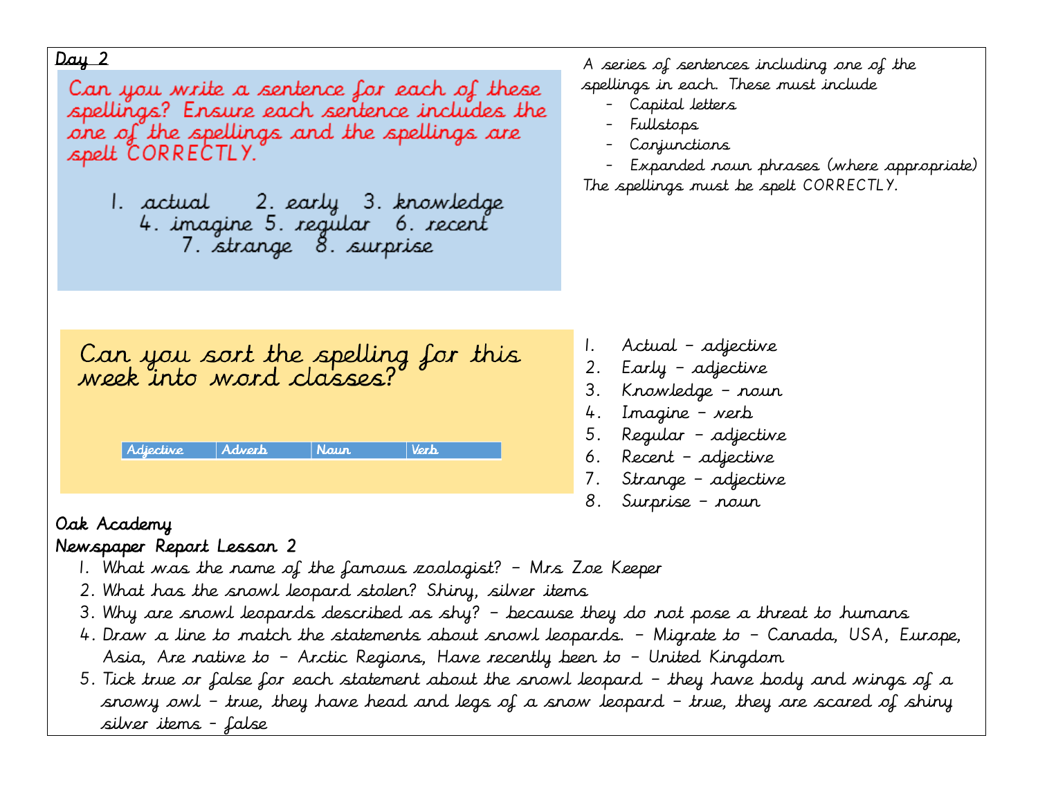## Day 2

Can you write a sentence for each of these spellings? Ensure each sentence includes the one of the spellings and the spellings are spelt CORRECTLY.

1. actual 2. early 3. knowledge 4. imagine 5. regular 6. recent 7. strange 8. surprise

A series of sentences including one of the spellings in each. These must include

- Capital letters
- Fullstops
- Conjunctions
- Expanded noun phrases (where appropriate)

The spellings must be spelt CORRECTLY.

Can you sort the spelling for this week into word classes?

| Adjective | Adverb | Noun | Verb |
| --- | --- | --- | --- |

1. Actual – adjective
2. Early – adjective
3. Knowledge – noun
4. Imagine – verb
5. Regular – adjective
6. Recent – adjective
7. Strange – adjective
8. Surprise – noun

## Oak Academy

### Newspaper Report Lesson 2

1. What was the name of the famous zoologist? – Mrs Zoe Keeper
2. What has the snowl leopard stolen? Shiny, silver items
3. Why are snowl leopards described as shy? – because they do not pose a threat to humans
4. Draw a line to match the statements about snowl leopards. – Migrate to – Canada, USA, Europe, Asia, Are native to – Arctic Regions, Have recently been to – United Kingdom
5. Tick true or false for each statement about the snowl leopard – they have body and wings of a snowy owl – true, they have head and legs of a snow leopard – true, they are scared of shiny silver items – false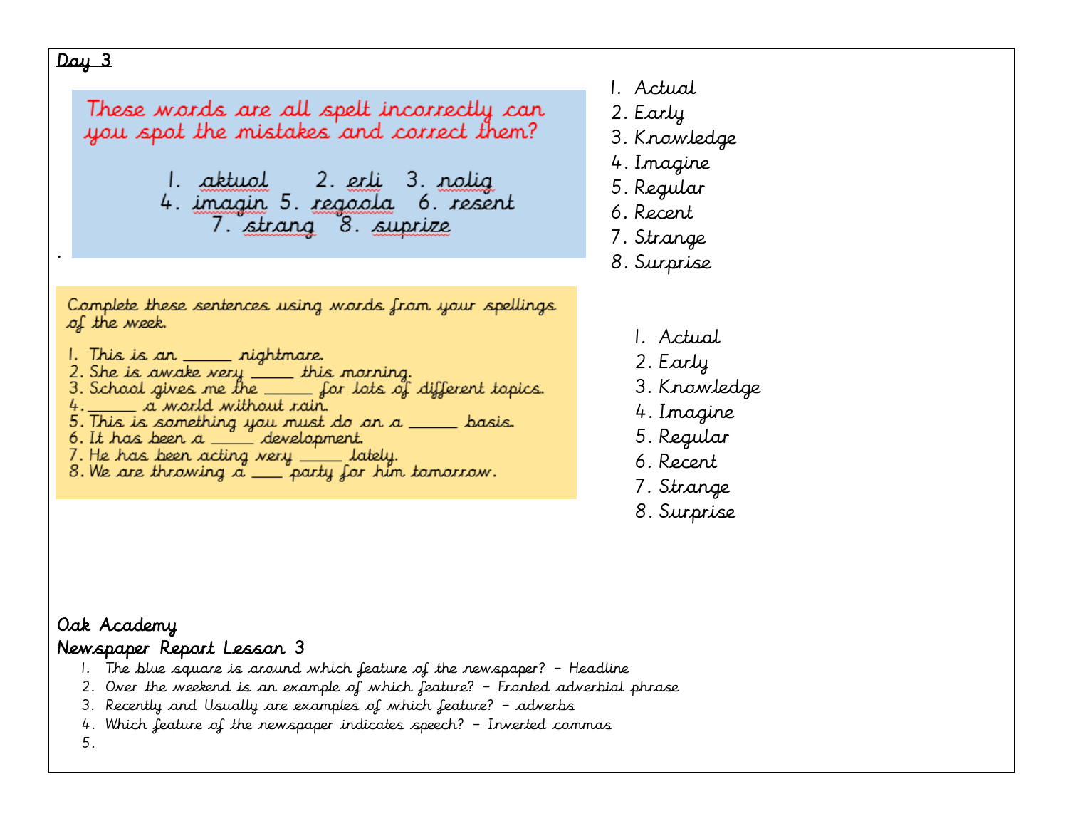Day 3

These words are all spelt incorrectly can you spot the mistakes and correct them?

1. aktuol 2. erli 3. nolig
4. imagin 5. regoola 6. resent
7. strang 8. suprize

.

1. Actual
2. Early
3. Knowledge
4. Imagine
5. Regular
6. Recent
7. Strange
8. Surprise

Complete these sentences using words from your spellings of the week.

1. This is an ______ nightmare.
2. She is awake very ______ this morning.
3. School gives me the ______ for lots of different topics.
4. ______ a world without rain.
5. This is something you must do on a ______ basis.
6. It has been a ______ development.
7. He has been acting very ______ lately.
8. We are throwing a ____ party for him tomorrow.

1. Actual
2. Early
3. Knowledge
4. Imagine
5. Regular
6. Recent
7. Strange
8. Surprise

Oak Academy

Newspaper Report Lesson 3

1. The blue square is around which feature of the newspaper? – Headline
2. Over the weekend is an example of which feature? – Fronted adverbial phrase
3. Recently and Usually are examples of which feature? – adverbs
4. Which feature of the newspaper indicates speech? – Inverted commas
5.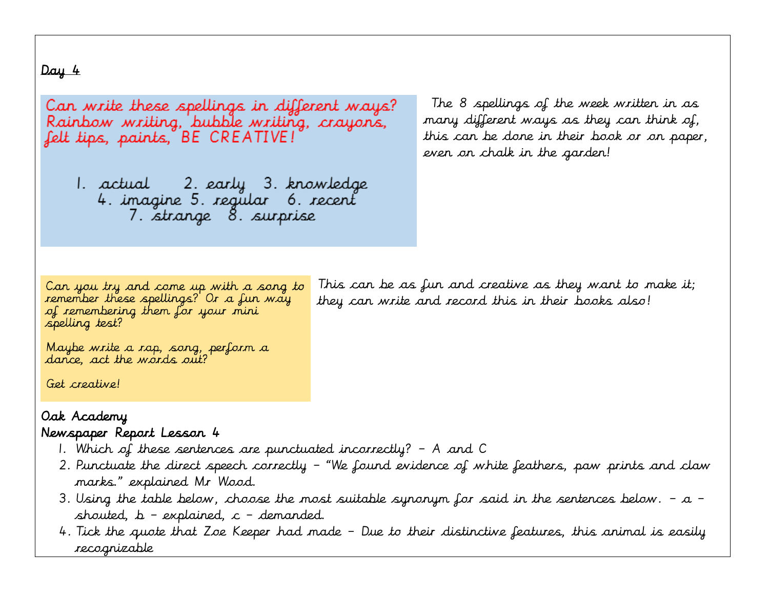Day 4

Can write these spellings in different ways? Rainbow writing, bubble writing, crayons, felt tips, paints, BE CREATIVE!

1. actual 2. early 3. knowledge 4. imagine 5. regular 6. recent 7. strange 8. surprise

The 8 spellings of the week written in as many different ways as they can think of, this can be done in their book or on paper, even on chalk in the garden!

Can you try and come up with a song to remember these spellings? Or a fun way of remembering them for your mini spelling test?

Maybe write a rap, song, perform a dance, act the words out?

Get creative!

This can be as fun and creative as they want to make it; they can write and record this in their books also!

**Oak Academy**

**Newspaper Report Lesson 4**

1. Which of these sentences are punctuated incorrectly? – A and C
2. Punctuate the direct speech correctly – "We found evidence of white feathers, paw prints and claw marks." explained Mr Wood.
3. Using the table below, choose the most suitable synonym for said in the sentences below. – a – shouted, b – explained, c – demanded.
4. Tick the quote that Zoe Keeper had made – Due to their distinctive features, this animal is easily recognizable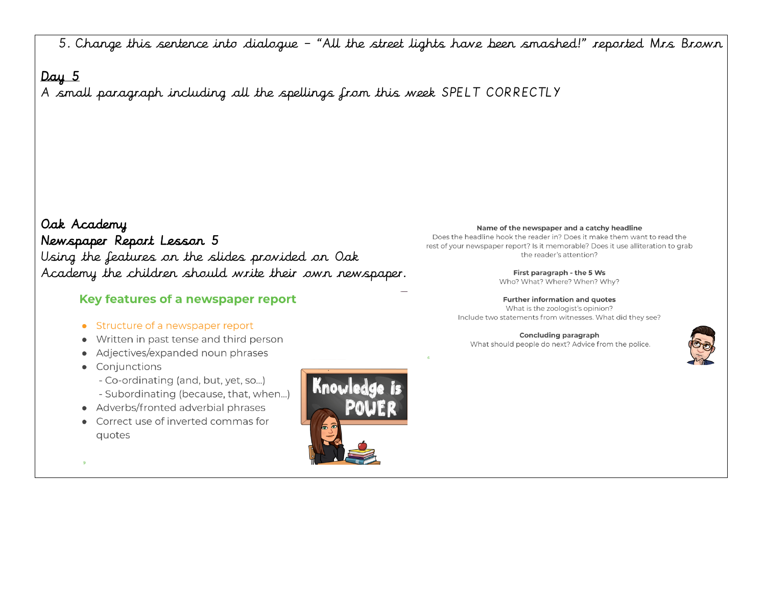5. Change this sentence into dialogue – "All the street lights have been smashed!" reported Mrs Brown

**Day 5**

A small paragraph including all the spellings from this week SPELT CORRECTLY

**Oak Academy**

**Newspaper Report Lesson 5**

Using the features on the slides provided on Oak Academy the children should write their own newspaper.

## Key features of a newspaper report

- Structure of a newspaper report
- Written in past tense and third person
- Adjectives/expanded noun phrases
- Conjunctions
  - Co-ordinating (and, but, yet, so...)
  - Subordinating (because, that, when...)
- Adverbs/fronted adverbial phrases
- Correct use of inverted commas for quotes

Knowledge is POWER

**Name of the newspaper and a catchy headline**

Does the headline hook the reader in? Does it make them want to read the rest of your newspaper report? Is it memorable? Does it use alliteration to grab the reader's attention?

**First paragraph - the 5 Ws**

Who? What? Where? When? Why?

**Further information and quotes**

What is the zoologist's opinion?

Include two statements from witnesses. What did they see?

**Concluding paragraph**

What should people do next? Advice from the police.